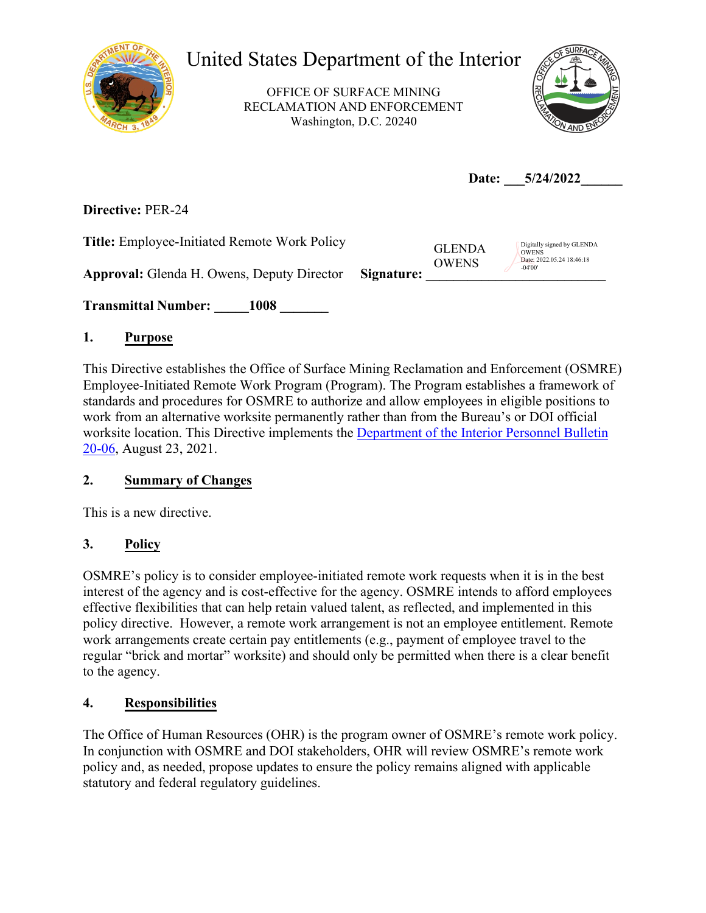# United States Department of the Interior

OFFICE OF SURFACE MINING
RECLAMATION AND ENFORCEMENT
Washington, D.C. 20240

**Date: \_\_\_5/24/2022\_\_\_\_\_\_**

**Directive:** PER-24

**Title:** Employee-Initiated Remote Work Policy

**Approval:** Glenda H. Owens, Deputy Director **Signature:** GLENDA OWENS Digitally signed by GLENDA OWENS Date: 2022.05.24 18:46:18 -04'00'

**Transmittal Number: \_\_\_\_\_1008 \_\_\_\_\_\_\_**

## 1. Purpose

This Directive establishes the Office of Surface Mining Reclamation and Enforcement (OSMRE) Employee-Initiated Remote Work Program (Program). The Program establishes a framework of standards and procedures for OSMRE to authorize and allow employees in eligible positions to work from an alternative worksite permanently rather than from the Bureau's or DOI official worksite location. This Directive implements the Department of the Interior Personnel Bulletin 20-06, August 23, 2021.

## 2. Summary of Changes

This is a new directive.

## 3. Policy

OSMRE's policy is to consider employee-initiated remote work requests when it is in the best interest of the agency and is cost-effective for the agency. OSMRE intends to afford employees effective flexibilities that can help retain valued talent, as reflected, and implemented in this policy directive. However, a remote work arrangement is not an employee entitlement. Remote work arrangements create certain pay entitlements (e.g., payment of employee travel to the regular "brick and mortar" worksite) and should only be permitted when there is a clear benefit to the agency.

## 4. Responsibilities

The Office of Human Resources (OHR) is the program owner of OSMRE's remote work policy. In conjunction with OSMRE and DOI stakeholders, OHR will review OSMRE's remote work policy and, as needed, propose updates to ensure the policy remains aligned with applicable statutory and federal regulatory guidelines.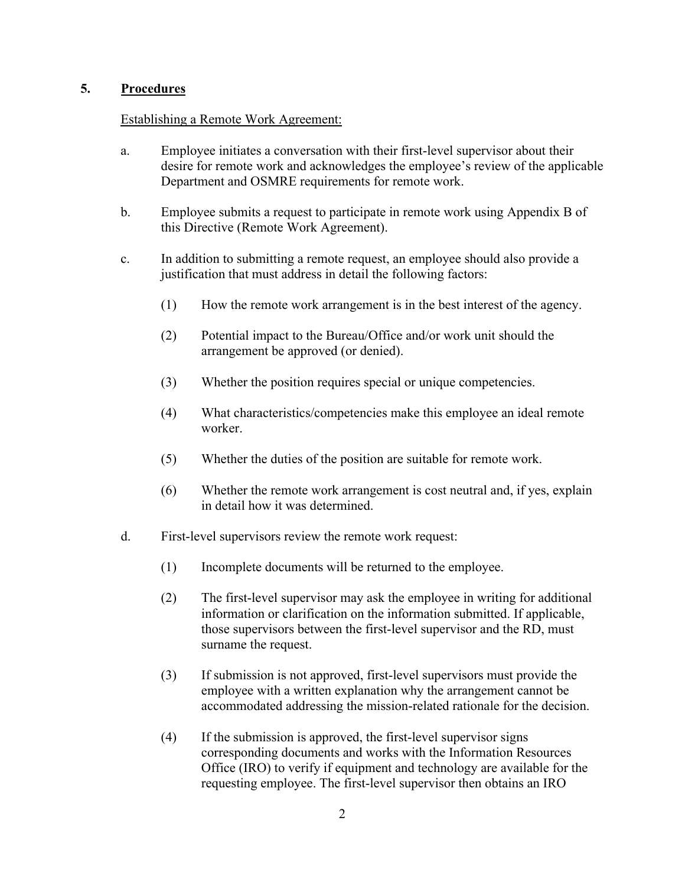## 5. Procedures

Establishing a Remote Work Agreement:

a. Employee initiates a conversation with their first-level supervisor about their desire for remote work and acknowledges the employee's review of the applicable Department and OSMRE requirements for remote work.

b. Employee submits a request to participate in remote work using Appendix B of this Directive (Remote Work Agreement).

c. In addition to submitting a remote request, an employee should also provide a justification that must address in detail the following factors:

   (1) How the remote work arrangement is in the best interest of the agency.

   (2) Potential impact to the Bureau/Office and/or work unit should the arrangement be approved (or denied).

   (3) Whether the position requires special or unique competencies.

   (4) What characteristics/competencies make this employee an ideal remote worker.

   (5) Whether the duties of the position are suitable for remote work.

   (6) Whether the remote work arrangement is cost neutral and, if yes, explain in detail how it was determined.

d. First-level supervisors review the remote work request:

   (1) Incomplete documents will be returned to the employee.

   (2) The first-level supervisor may ask the employee in writing for additional information or clarification on the information submitted. If applicable, those supervisors between the first-level supervisor and the RD, must surname the request.

   (3) If submission is not approved, first-level supervisors must provide the employee with a written explanation why the arrangement cannot be accommodated addressing the mission-related rationale for the decision.

   (4) If the submission is approved, the first-level supervisor signs corresponding documents and works with the Information Resources Office (IRO) to verify if equipment and technology are available for the requesting employee. The first-level supervisor then obtains an IRO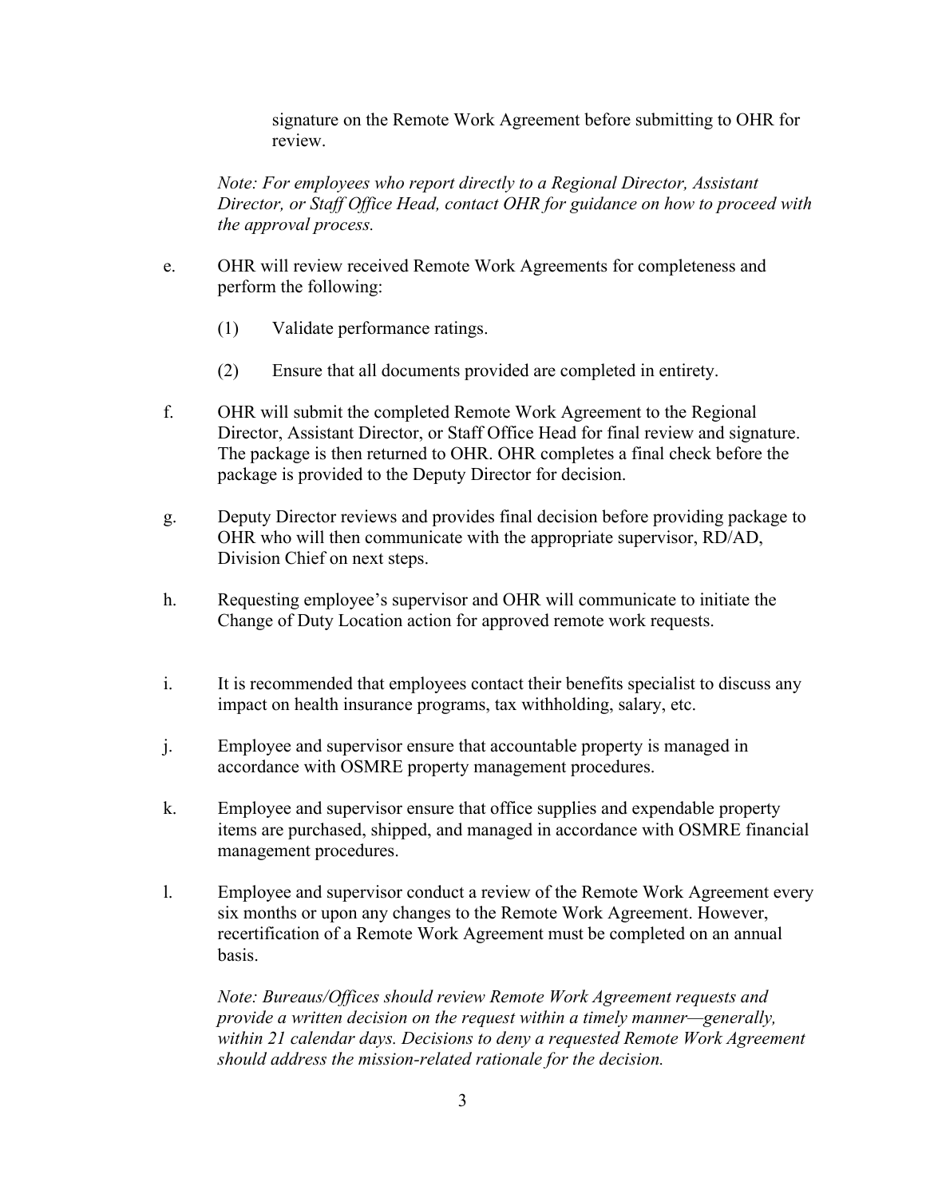signature on the Remote Work Agreement before submitting to OHR for review.

*Note: For employees who report directly to a Regional Director, Assistant Director, or Staff Office Head, contact OHR for guidance on how to proceed with the approval process.*

e. OHR will review received Remote Work Agreements for completeness and perform the following:

   (1) Validate performance ratings.

   (2) Ensure that all documents provided are completed in entirety.

f. OHR will submit the completed Remote Work Agreement to the Regional Director, Assistant Director, or Staff Office Head for final review and signature. The package is then returned to OHR. OHR completes a final check before the package is provided to the Deputy Director for decision.

g. Deputy Director reviews and provides final decision before providing package to OHR who will then communicate with the appropriate supervisor, RD/AD, Division Chief on next steps.

h. Requesting employee's supervisor and OHR will communicate to initiate the Change of Duty Location action for approved remote work requests.

i. It is recommended that employees contact their benefits specialist to discuss any impact on health insurance programs, tax withholding, salary, etc.

j. Employee and supervisor ensure that accountable property is managed in accordance with OSMRE property management procedures.

k. Employee and supervisor ensure that office supplies and expendable property items are purchased, shipped, and managed in accordance with OSMRE financial management procedures.

l. Employee and supervisor conduct a review of the Remote Work Agreement every six months or upon any changes to the Remote Work Agreement. However, recertification of a Remote Work Agreement must be completed on an annual basis.

*Note: Bureaus/Offices should review Remote Work Agreement requests and provide a written decision on the request within a timely manner—generally, within 21 calendar days. Decisions to deny a requested Remote Work Agreement should address the mission-related rationale for the decision.*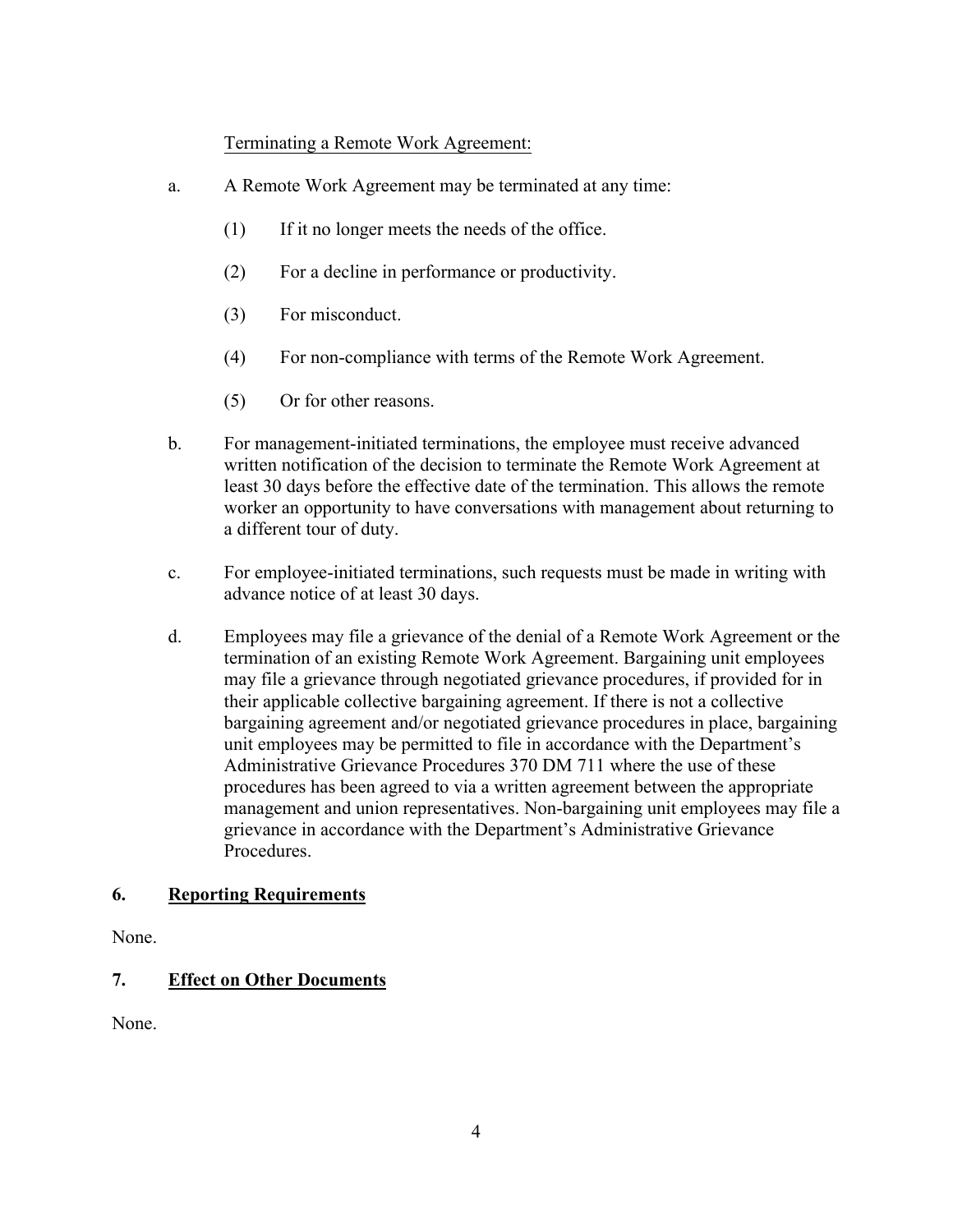Terminating a Remote Work Agreement:

a. A Remote Work Agreement may be terminated at any time:

   (1) If it no longer meets the needs of the office.

   (2) For a decline in performance or productivity.

   (3) For misconduct.

   (4) For non-compliance with terms of the Remote Work Agreement.

   (5) Or for other reasons.

b. For management-initiated terminations, the employee must receive advanced written notification of the decision to terminate the Remote Work Agreement at least 30 days before the effective date of the termination. This allows the remote worker an opportunity to have conversations with management about returning to a different tour of duty.

c. For employee-initiated terminations, such requests must be made in writing with advance notice of at least 30 days.

d. Employees may file a grievance of the denial of a Remote Work Agreement or the termination of an existing Remote Work Agreement. Bargaining unit employees may file a grievance through negotiated grievance procedures, if provided for in their applicable collective bargaining agreement. If there is not a collective bargaining agreement and/or negotiated grievance procedures in place, bargaining unit employees may be permitted to file in accordance with the Department's Administrative Grievance Procedures 370 DM 711 where the use of these procedures has been agreed to via a written agreement between the appropriate management and union representatives. Non-bargaining unit employees may file a grievance in accordance with the Department's Administrative Grievance Procedures.

## 6. Reporting Requirements

None.

## 7. Effect on Other Documents

None.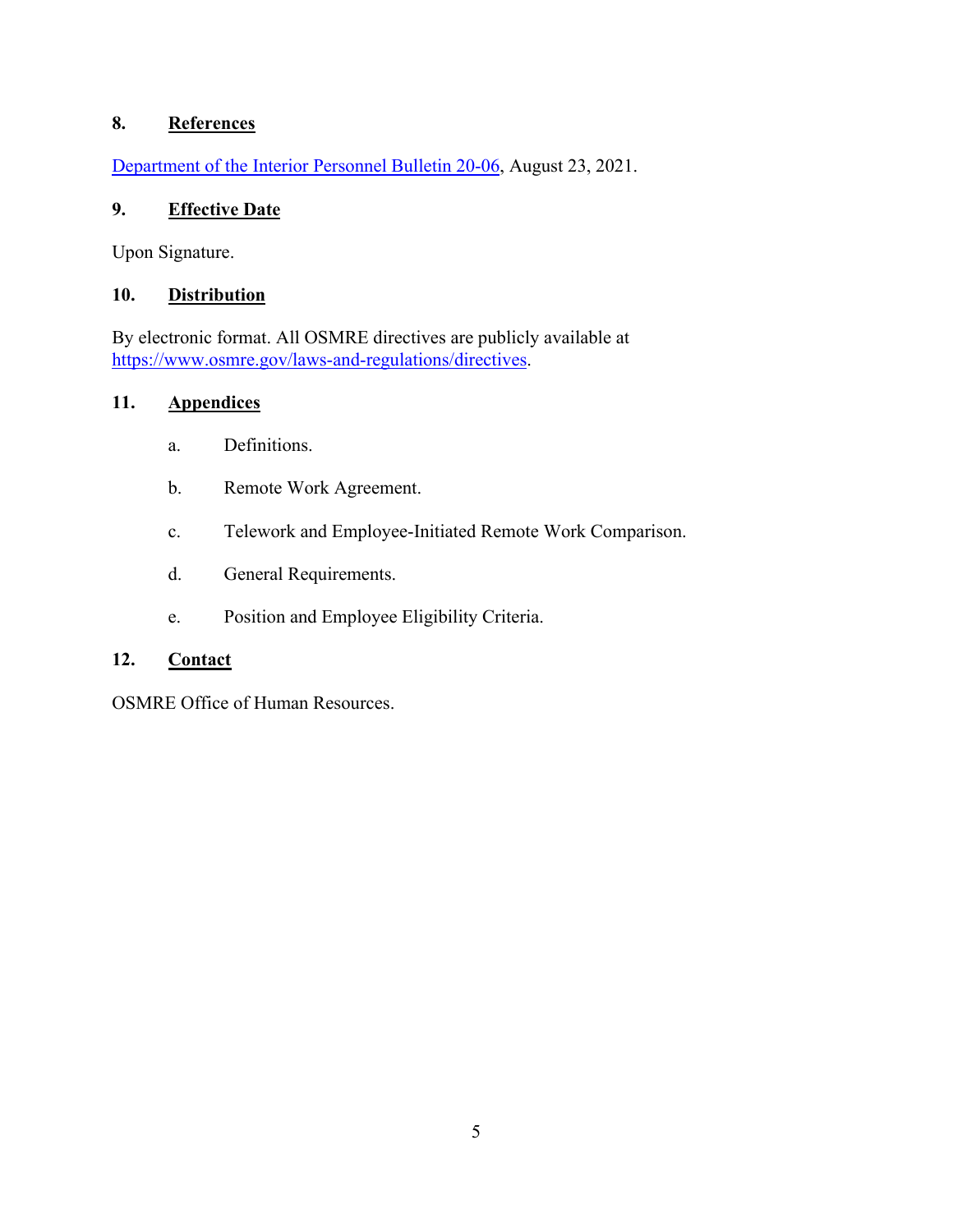## 8. References

[Department of the Interior Personnel Bulletin 20-06](#), August 23, 2021.

## 9. Effective Date

Upon Signature.

## 10. Distribution

By electronic format. All OSMRE directives are publicly available at [https://www.osmre.gov/laws-and-regulations/directives](https://www.osmre.gov/laws-and-regulations/directives).

## 11. Appendices

a. Definitions.

b. Remote Work Agreement.

c. Telework and Employee-Initiated Remote Work Comparison.

d. General Requirements.

e. Position and Employee Eligibility Criteria.

## 12. Contact

OSMRE Office of Human Resources.